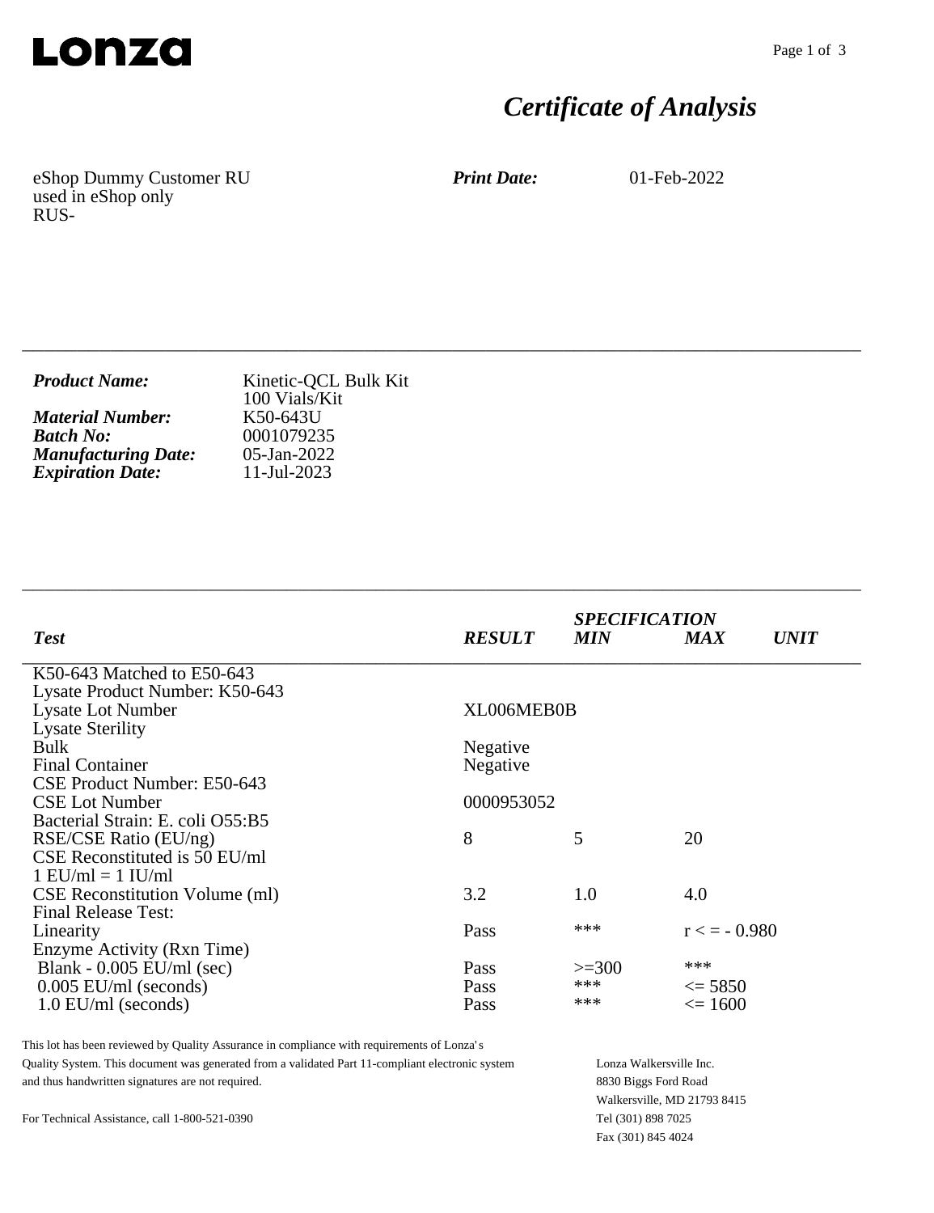**Lonza**

# *Certificate of Analysis*

eShop Dummy Customer RU
used in eShop only
RUS-

***Print Date:*** 01-Feb-2022

---

| | |
|---|---|
| ***Product Name:*** | Kinetic-QCL Bulk Kit<br>100 Vials/Kit |
| ***Material Number:*** | K50-643U |
| ***Batch No:*** | 0001079235 |
| ***Manufacturing Date:*** | 05-Jan-2022 |
| ***Expiration Date:*** | 11-Jul-2023 |

---

| *Test* | *RESULT* | *SPECIFICATION* *MIN* | *MAX* | *UNIT* |
|---|---|---|---|---|
| K50-643 Matched to E50-643 | | | | |
| Lysate Product Number: K50-643 | | | | |
| Lysate Lot Number | XL006MEB0B | | | |
| Lysate Sterility | | | | |
| Bulk | Negative | | | |
| Final Container | Negative | | | |
| CSE Product Number: E50-643 | | | | |
| CSE Lot Number | 0000953052 | | | |
| Bacterial Strain: E. coli O55:B5 | | | | |
| RSE/CSE Ratio (EU/ng) | 8 | 5 | 20 | |
| CSE Reconstituted is 50 EU/ml | | | | |
| 1 EU/ml = 1 IU/ml | | | | |
| CSE Reconstitution Volume (ml) | 3.2 | 1.0 | 4.0 | |
| Final Release Test: | | | | |
| Linearity | Pass | *** | r < = - 0.980 | |
| Enzyme Activity (Rxn Time) | | | | |
| Blank - 0.005 EU/ml (sec) | Pass | >=300 | *** | |
| 0.005 EU/ml (seconds) | Pass | *** | <= 5850 | |
| 1.0 EU/ml (seconds) | Pass | *** | <= 1600 | |

This lot has been reviewed by Quality Assurance in compliance with requirements of Lonza's Quality System. This document was generated from a validated Part 11-compliant electronic system and thus handwritten signatures are not required.

For Technical Assistance, call 1-800-521-0390

Lonza Walkersville Inc.
8830 Biggs Ford Road
Walkersville, MD 21793 8415
Tel (301) 898 7025
Fax (301) 845 4024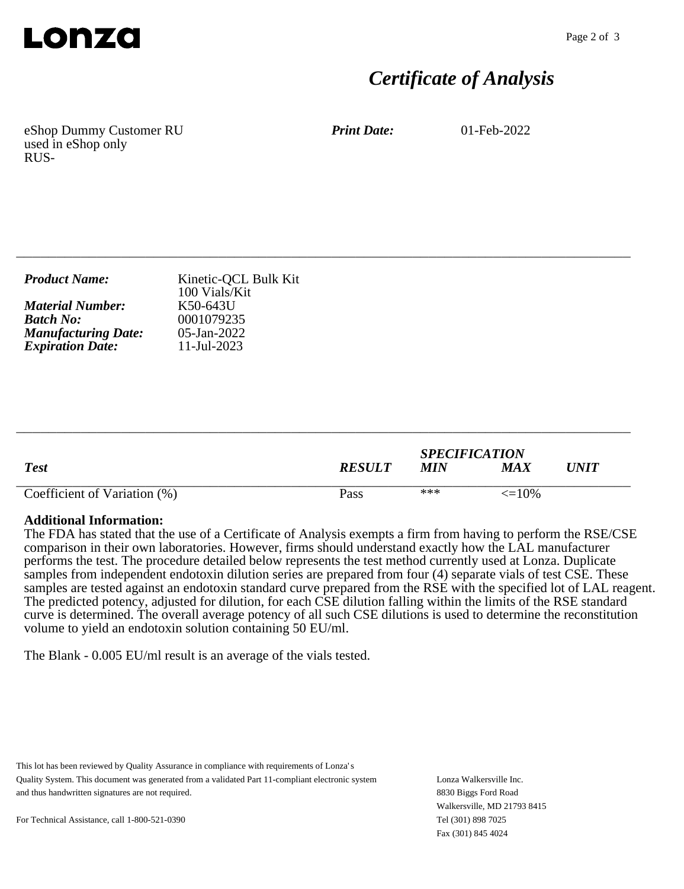**LONZA**

# *Certificate of Analysis*

eShop Dummy Customer RU
used in eShop only
RUS-

***Print Date:*** 01-Feb-2022

---

| | |
|---|---|
| ***Product Name:*** | Kinetic-QCL Bulk Kit<br>100 Vials/Kit |
| ***Material Number:*** | K50-643U |
| ***Batch No:*** | 0001079235 |
| ***Manufacturing Date:*** | 05-Jan-2022 |
| ***Expiration Date:*** | 11-Jul-2023 |

---

| *Test* | *RESULT* | *SPECIFICATION* *MIN* | *MAX* | *UNIT* |
|---|---|---|---|---|
| Coefficient of Variation (%) | Pass | *** | <=10% | |

**Additional Information:**
The FDA has stated that the use of a Certificate of Analysis exempts a firm from having to perform the RSE/CSE comparison in their own laboratories. However, firms should understand exactly how the LAL manufacturer performs the test. The procedure detailed below represents the test method currently used at Lonza. Duplicate samples from independent endotoxin dilution series are prepared from four (4) separate vials of test CSE. These samples are tested against an endotoxin standard curve prepared from the RSE with the specified lot of LAL reagent. The predicted potency, adjusted for dilution, for each CSE dilution falling within the limits of the RSE standard curve is determined. The overall average potency of all such CSE dilutions is used to determine the reconstitution volume to yield an endotoxin solution containing 50 EU/ml.

The Blank - 0.005 EU/ml result is an average of the vials tested.

This lot has been reviewed by Quality Assurance in compliance with requirements of Lonza's Quality System. This document was generated from a validated Part 11-compliant electronic system and thus handwritten signatures are not required.

For Technical Assistance, call 1-800-521-0390

Lonza Walkersville Inc.
8830 Biggs Ford Road
Walkersville, MD 21793 8415
Tel (301) 898 7025
Fax (301) 845 4024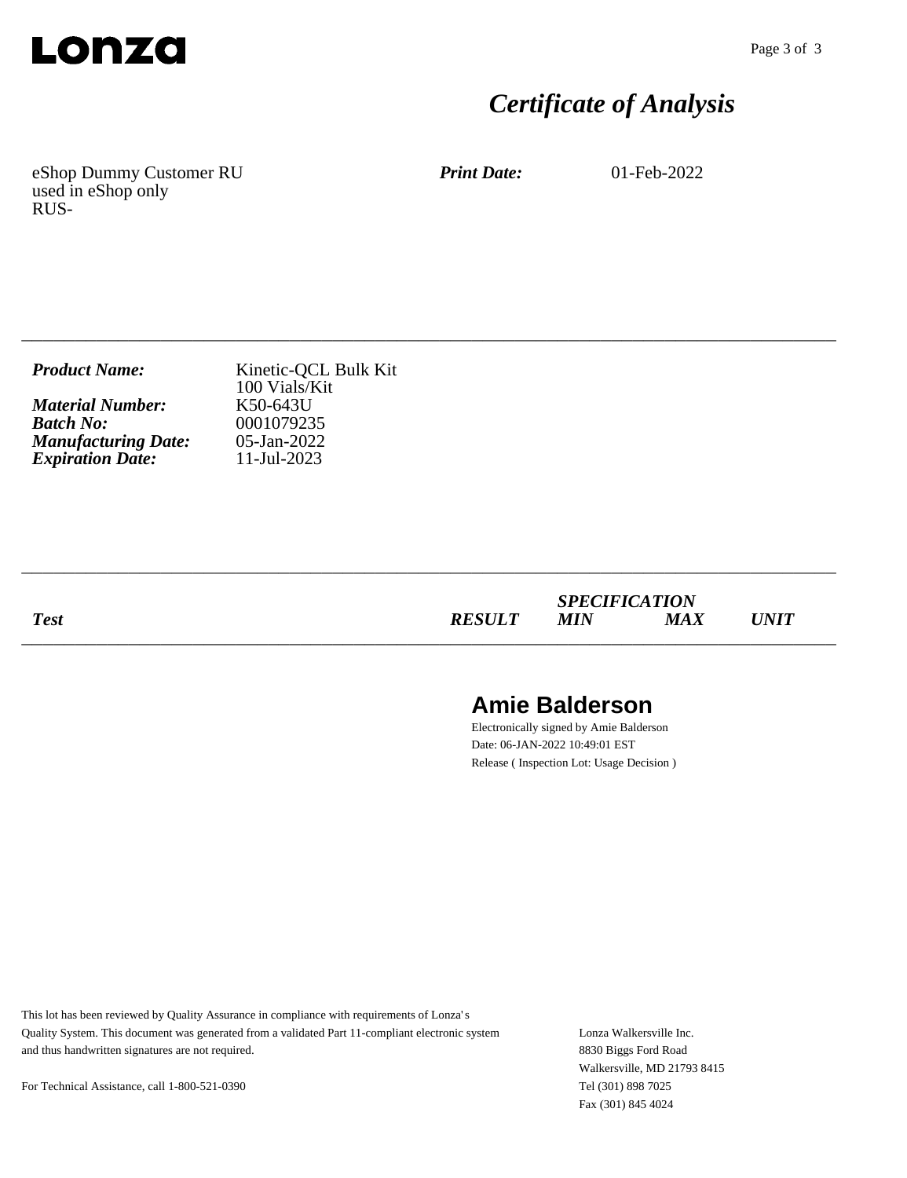**Lonza**

# *Certificate of Analysis*

eShop Dummy Customer RU
used in eShop only
RUS-

***Print Date:*** 01-Feb-2022

---

| | |
|---|---|
| ***Product Name:*** | Kinetic-QCL Bulk Kit 100 Vials/Kit |
| ***Material Number:*** | K50-643U |
| ***Batch No:*** | 0001079235 |
| ***Manufacturing Date:*** | 05-Jan-2022 |
| ***Expiration Date:*** | 11-Jul-2023 |

---

| *Test* | *RESULT* | *SPECIFICATION MIN* | *MAX* | *UNIT* |
|---|---|---|---|---|

**Amie Balderson**

Electronically signed by Amie Balderson
Date: 06-JAN-2022 10:49:01 EST
Release ( Inspection Lot: Usage Decision )

This lot has been reviewed by Quality Assurance in compliance with requirements of Lonza's Quality System. This document was generated from a validated Part 11-compliant electronic system and thus handwritten signatures are not required.

For Technical Assistance, call 1-800-521-0390

Lonza Walkersville Inc.
8830 Biggs Ford Road
Walkersville, MD 21793 8415
Tel (301) 898 7025
Fax (301) 845 4024